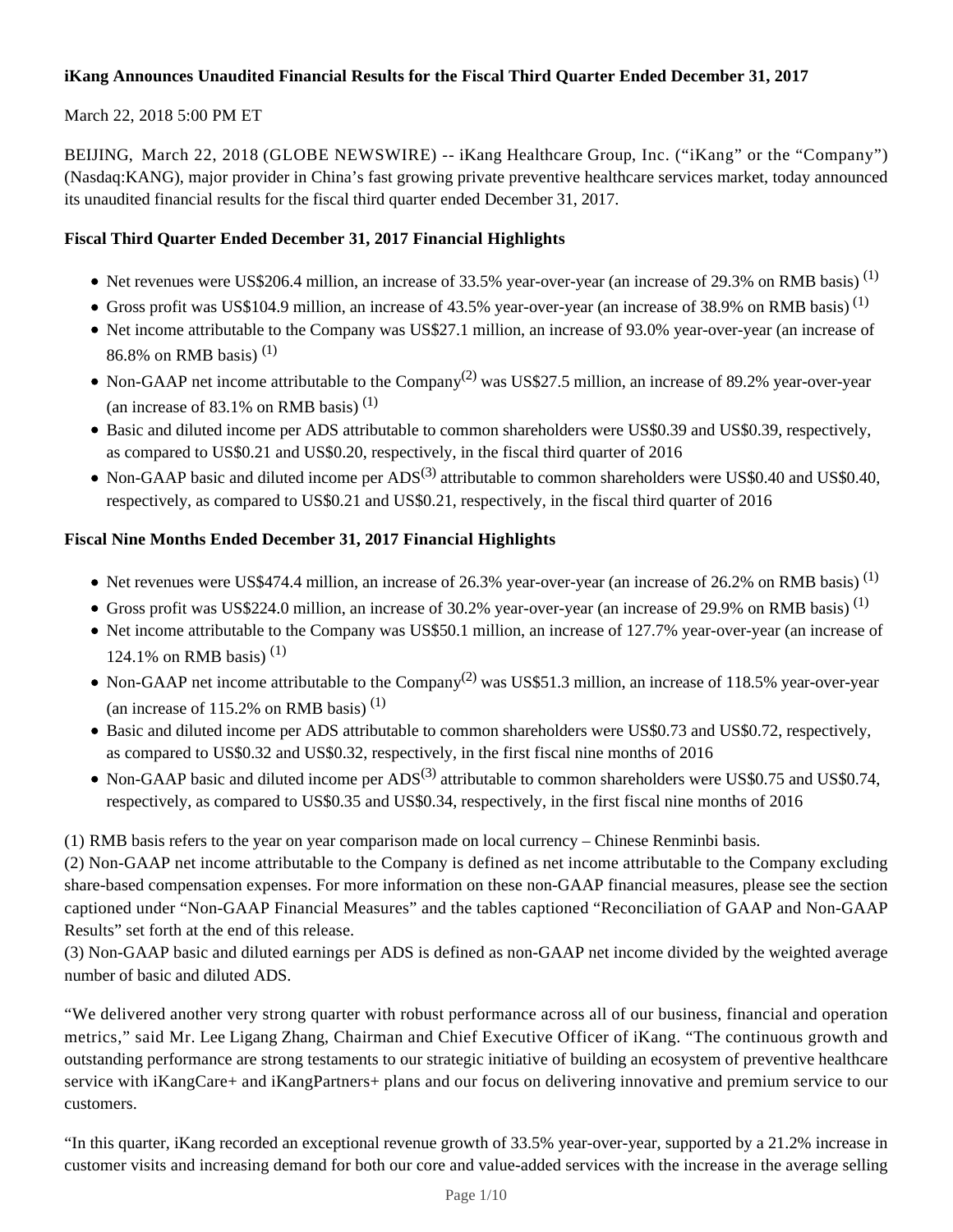# iKang Announces Unaudited Financial Results for the Fiscal Third Quarter Ended December 31, 2017

March 22, 2018 5:00 PM ET

BEIJING, March 22, 2018 (GLOBE NEWSWIRE) -- iKang Healthcare Group, Inc. ("iKang" or the "Company") (Nasdaq:KANG), major provider in China's fast growing private preventive healthcare services market, today announced its unaudited financial results for the fiscal third quarter ended December 31, 2017.

**Fiscal Third Quarter Ended December 31, 2017 Financial Highlights**

- Net revenues were US$206.4 million, an increase of 33.5% year-over-year (an increase of 29.3% on RMB basis) (1)
- Gross profit was US$104.9 million, an increase of 43.5% year-over-year (an increase of 38.9% on RMB basis) (1)
- Net income attributable to the Company was US$27.1 million, an increase of 93.0% year-over-year (an increase of 86.8% on RMB basis) (1)
- Non-GAAP net income attributable to the Company(2) was US$27.5 million, an increase of 89.2% year-over-year (an increase of 83.1% on RMB basis) (1)
- Basic and diluted income per ADS attributable to common shareholders were US$0.39 and US$0.39, respectively, as compared to US$0.21 and US$0.20, respectively, in the fiscal third quarter of 2016
- Non-GAAP basic and diluted income per ADS(3) attributable to common shareholders were US$0.40 and US$0.40, respectively, as compared to US$0.21 and US$0.21, respectively, in the fiscal third quarter of 2016

**Fiscal Nine Months Ended December 31, 2017 Financial Highlights**

- Net revenues were US$474.4 million, an increase of 26.3% year-over-year (an increase of 26.2% on RMB basis) (1)
- Gross profit was US$224.0 million, an increase of 30.2% year-over-year (an increase of 29.9% on RMB basis) (1)
- Net income attributable to the Company was US$50.1 million, an increase of 127.7% year-over-year (an increase of 124.1% on RMB basis) (1)
- Non-GAAP net income attributable to the Company(2) was US$51.3 million, an increase of 118.5% year-over-year (an increase of 115.2% on RMB basis) (1)
- Basic and diluted income per ADS attributable to common shareholders were US$0.73 and US$0.72, respectively, as compared to US$0.32 and US$0.32, respectively, in the first fiscal nine months of 2016
- Non-GAAP basic and diluted income per ADS(3) attributable to common shareholders were US$0.75 and US$0.74, respectively, as compared to US$0.35 and US$0.34, respectively, in the first fiscal nine months of 2016

(1) RMB basis refers to the year on year comparison made on local currency – Chinese Renminbi basis.
(2) Non-GAAP net income attributable to the Company is defined as net income attributable to the Company excluding share-based compensation expenses. For more information on these non-GAAP financial measures, please see the section captioned under "Non-GAAP Financial Measures" and the tables captioned "Reconciliation of GAAP and Non-GAAP Results" set forth at the end of this release.
(3) Non-GAAP basic and diluted earnings per ADS is defined as non-GAAP net income divided by the weighted average number of basic and diluted ADS.

"We delivered another very strong quarter with robust performance across all of our business, financial and operation metrics," said Mr. Lee Ligang Zhang, Chairman and Chief Executive Officer of iKang. "The continuous growth and outstanding performance are strong testaments to our strategic initiative of building an ecosystem of preventive healthcare service with iKangCare+ and iKangPartners+ plans and our focus on delivering innovative and premium service to our customers.

"In this quarter, iKang recorded an exceptional revenue growth of 33.5% year-over-year, supported by a 21.2% increase in customer visits and increasing demand for both our core and value-added services with the increase in the average selling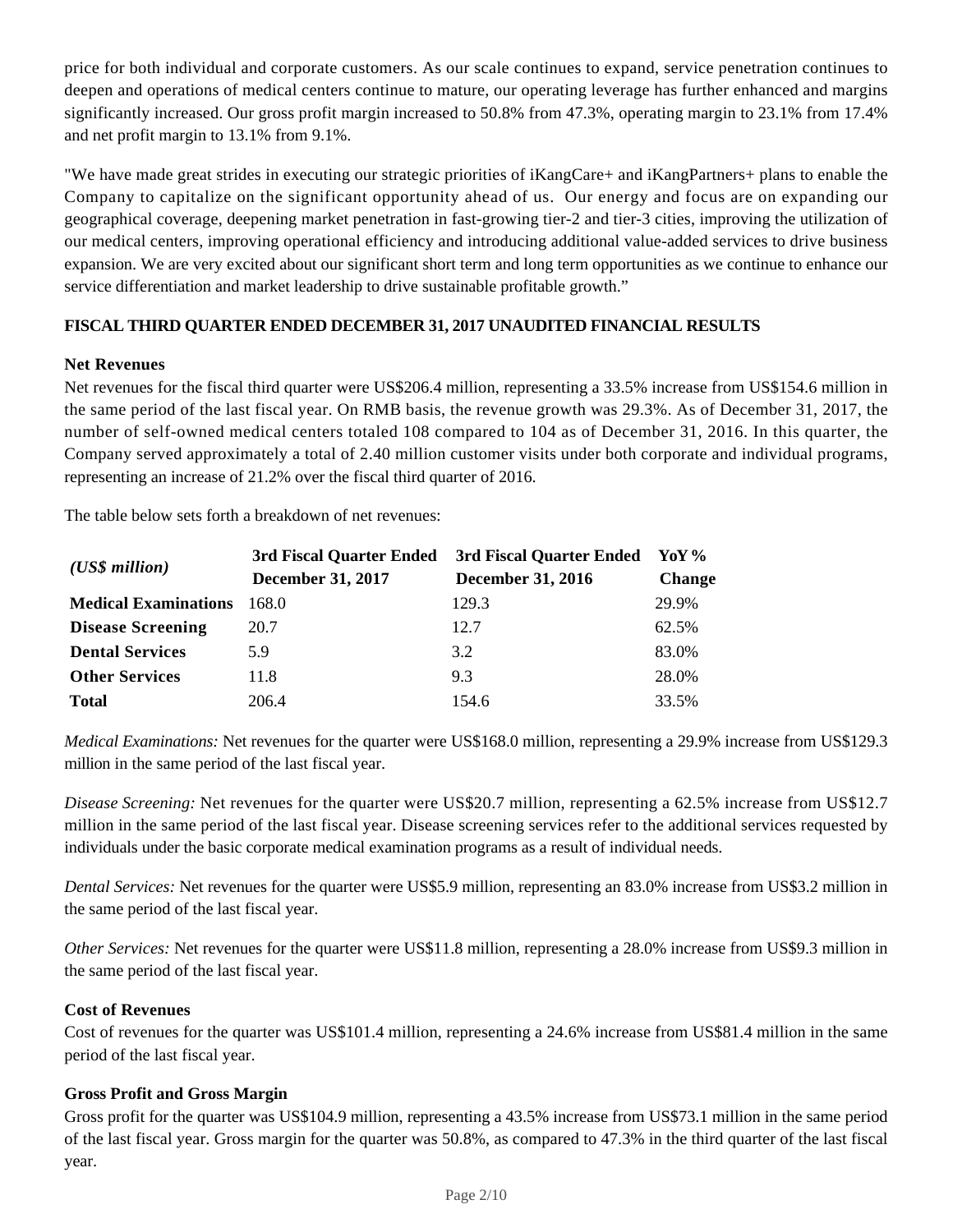price for both individual and corporate customers. As our scale continues to expand, service penetration continues to deepen and operations of medical centers continue to mature, our operating leverage has further enhanced and margins significantly increased. Our gross profit margin increased to 50.8% from 47.3%, operating margin to 23.1% from 17.4% and net profit margin to 13.1% from 9.1%.

"We have made great strides in executing our strategic priorities of iKangCare+ and iKangPartners+ plans to enable the Company to capitalize on the significant opportunity ahead of us. Our energy and focus are on expanding our geographical coverage, deepening market penetration in fast-growing tier-2 and tier-3 cities, improving the utilization of our medical centers, improving operational efficiency and introducing additional value-added services to drive business expansion. We are very excited about our significant short term and long term opportunities as we continue to enhance our service differentiation and market leadership to drive sustainable profitable growth."

**FISCAL THIRD QUARTER ENDED DECEMBER 31, 2017 UNAUDITED FINANCIAL RESULTS**

**Net Revenues**

Net revenues for the fiscal third quarter were US$206.4 million, representing a 33.5% increase from US$154.6 million in the same period of the last fiscal year. On RMB basis, the revenue growth was 29.3%. As of December 31, 2017, the number of self-owned medical centers totaled 108 compared to 104 as of December 31, 2016. In this quarter, the Company served approximately a total of 2.40 million customer visits under both corporate and individual programs, representing an increase of 21.2% over the fiscal third quarter of 2016.

The table below sets forth a breakdown of net revenues:

| *(US$ million)* | **3rd Fiscal Quarter Ended December 31, 2017** | **3rd Fiscal Quarter Ended December 31, 2016** | **YoY % Change** |
|---|---|---|---|
| **Medical Examinations** | 168.0 | 129.3 | 29.9% |
| **Disease Screening** | 20.7 | 12.7 | 62.5% |
| **Dental Services** | 5.9 | 3.2 | 83.0% |
| **Other Services** | 11.8 | 9.3 | 28.0% |
| **Total** | 206.4 | 154.6 | 33.5% |

*Medical Examinations:* Net revenues for the quarter were US$168.0 million, representing a 29.9% increase from US$129.3 million in the same period of the last fiscal year.

*Disease Screening:* Net revenues for the quarter were US$20.7 million, representing a 62.5% increase from US$12.7 million in the same period of the last fiscal year. Disease screening services refer to the additional services requested by individuals under the basic corporate medical examination programs as a result of individual needs.

*Dental Services:* Net revenues for the quarter were US$5.9 million, representing an 83.0% increase from US$3.2 million in the same period of the last fiscal year.

*Other Services:* Net revenues for the quarter were US$11.8 million, representing a 28.0% increase from US$9.3 million in the same period of the last fiscal year.

**Cost of Revenues**

Cost of revenues for the quarter was US$101.4 million, representing a 24.6% increase from US$81.4 million in the same period of the last fiscal year.

**Gross Profit and Gross Margin**

Gross profit for the quarter was US$104.9 million, representing a 43.5% increase from US$73.1 million in the same period of the last fiscal year. Gross margin for the quarter was 50.8%, as compared to 47.3% in the third quarter of the last fiscal year.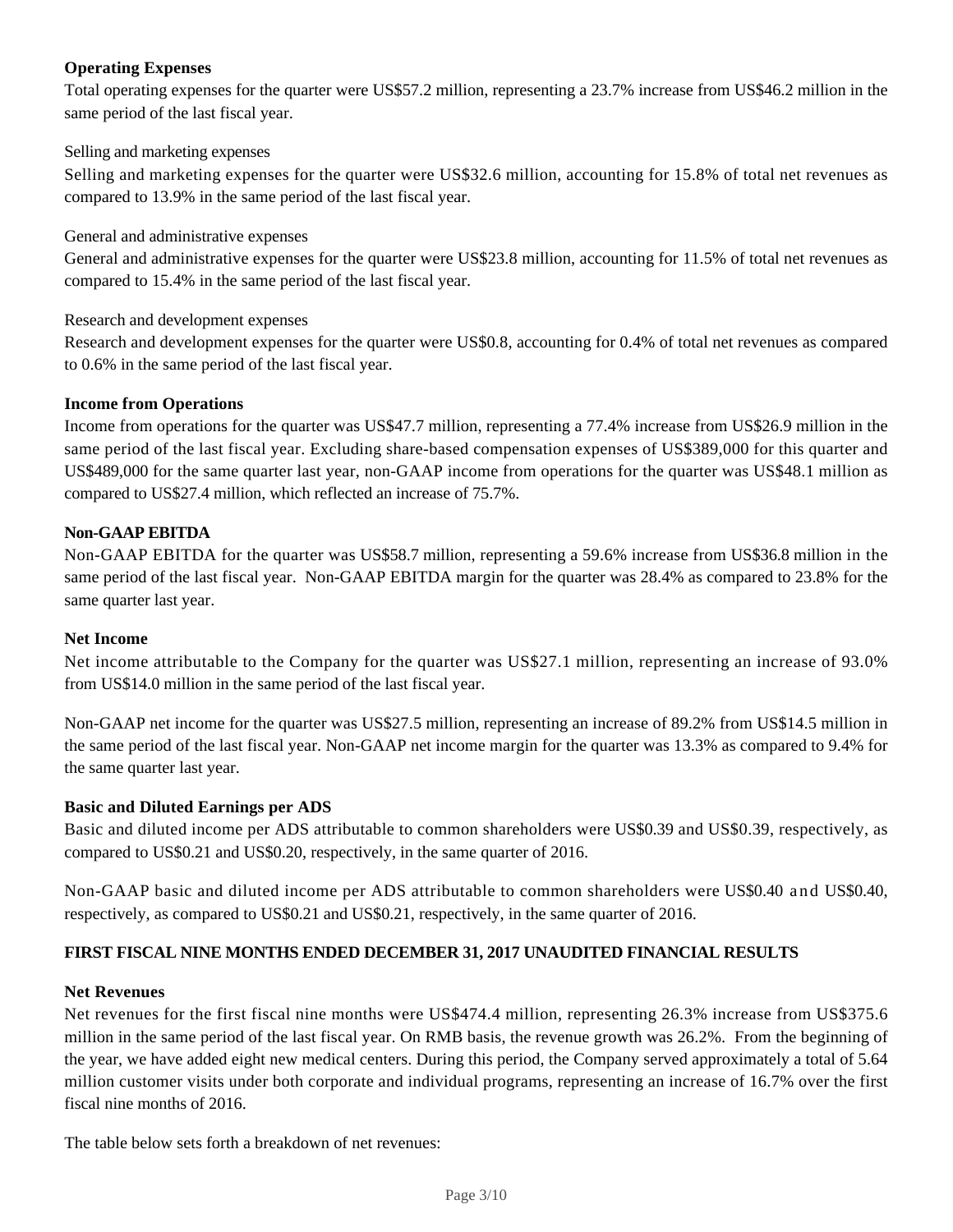**Operating Expenses**

Total operating expenses for the quarter were US$57.2 million, representing a 23.7% increase from US$46.2 million in the same period of the last fiscal year.

Selling and marketing expenses

Selling and marketing expenses for the quarter were US$32.6 million, accounting for 15.8% of total net revenues as compared to 13.9% in the same period of the last fiscal year.

General and administrative expenses

General and administrative expenses for the quarter were US$23.8 million, accounting for 11.5% of total net revenues as compared to 15.4% in the same period of the last fiscal year.

Research and development expenses

Research and development expenses for the quarter were US$0.8, accounting for 0.4% of total net revenues as compared to 0.6% in the same period of the last fiscal year.

**Income from Operations**

Income from operations for the quarter was US$47.7 million, representing a 77.4% increase from US$26.9 million in the same period of the last fiscal year. Excluding share-based compensation expenses of US$389,000 for this quarter and US$489,000 for the same quarter last year, non-GAAP income from operations for the quarter was US$48.1 million as compared to US$27.4 million, which reflected an increase of 75.7%.

**Non-GAAP EBITDA**

Non-GAAP EBITDA for the quarter was US$58.7 million, representing a 59.6% increase from US$36.8 million in the same period of the last fiscal year. Non-GAAP EBITDA margin for the quarter was 28.4% as compared to 23.8% for the same quarter last year.

**Net Income**

Net income attributable to the Company for the quarter was US$27.1 million, representing an increase of 93.0% from US$14.0 million in the same period of the last fiscal year.

Non-GAAP net income for the quarter was US$27.5 million, representing an increase of 89.2% from US$14.5 million in the same period of the last fiscal year. Non-GAAP net income margin for the quarter was 13.3% as compared to 9.4% for the same quarter last year.

**Basic and Diluted Earnings per ADS**

Basic and diluted income per ADS attributable to common shareholders were US$0.39 and US$0.39, respectively, as compared to US$0.21 and US$0.20, respectively, in the same quarter of 2016.

Non-GAAP basic and diluted income per ADS attributable to common shareholders were US$0.40 and US$0.40, respectively, as compared to US$0.21 and US$0.21, respectively, in the same quarter of 2016.

**FIRST FISCAL NINE MONTHS ENDED DECEMBER 31, 2017 UNAUDITED FINANCIAL RESULTS**

**Net Revenues**

Net revenues for the first fiscal nine months were US$474.4 million, representing 26.3% increase from US$375.6 million in the same period of the last fiscal year. On RMB basis, the revenue growth was 26.2%. From the beginning of the year, we have added eight new medical centers. During this period, the Company served approximately a total of 5.64 million customer visits under both corporate and individual programs, representing an increase of 16.7% over the first fiscal nine months of 2016.

The table below sets forth a breakdown of net revenues: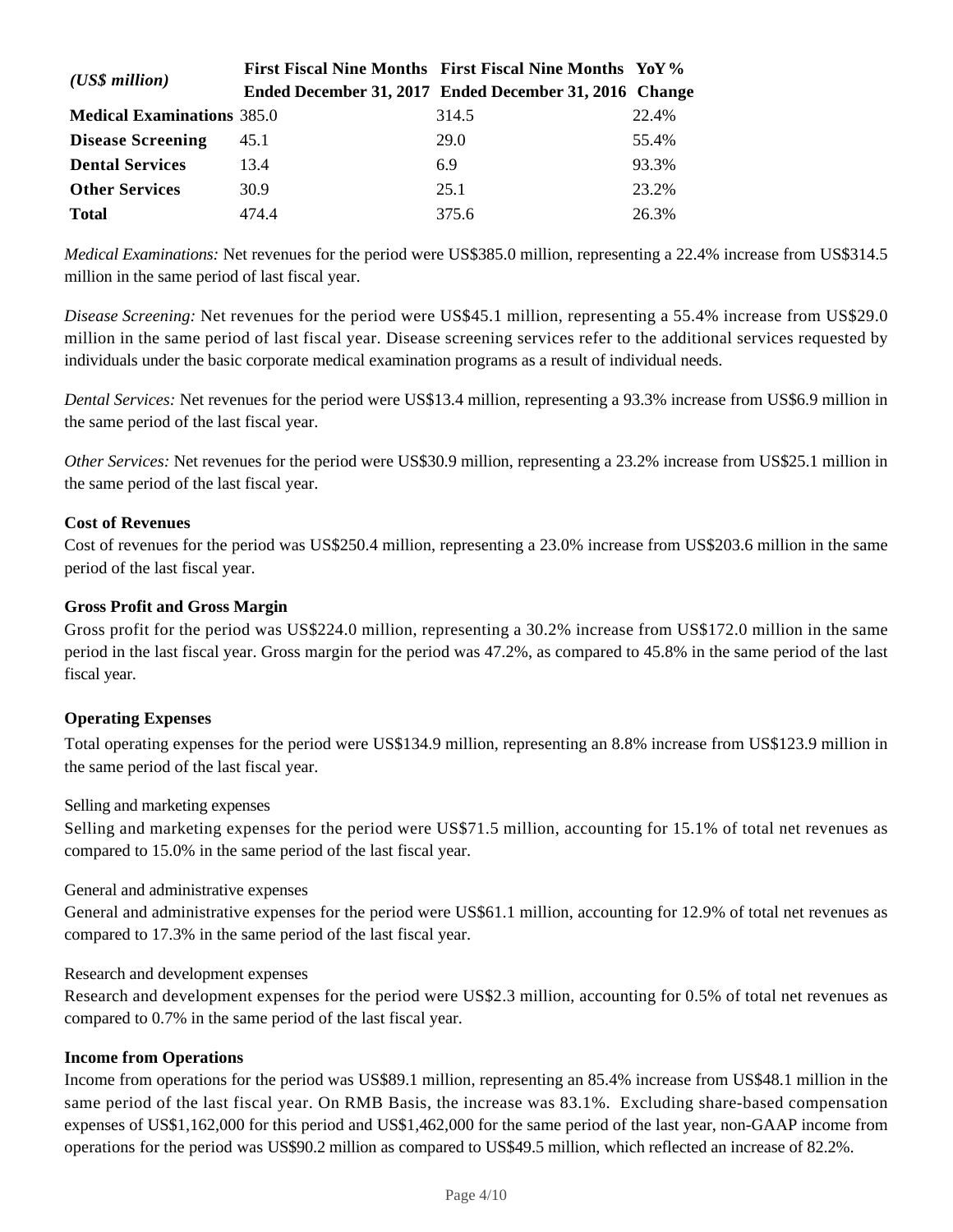| *(US$ million)* | **First Fiscal Nine Months Ended December 31, 2017** | **First Fiscal Nine Months Ended December 31, 2016** | **YoY % Change** |
|---|---|---|---|
| **Medical Examinations** | 385.0 | 314.5 | 22.4% |
| **Disease Screening** | 45.1 | 29.0 | 55.4% |
| **Dental Services** | 13.4 | 6.9 | 93.3% |
| **Other Services** | 30.9 | 25.1 | 23.2% |
| **Total** | 474.4 | 375.6 | 26.3% |

*Medical Examinations:* Net revenues for the period were US$385.0 million, representing a 22.4% increase from US$314.5 million in the same period of last fiscal year.

*Disease Screening:* Net revenues for the period were US$45.1 million, representing a 55.4% increase from US$29.0 million in the same period of last fiscal year. Disease screening services refer to the additional services requested by individuals under the basic corporate medical examination programs as a result of individual needs.

*Dental Services:* Net revenues for the period were US$13.4 million, representing a 93.3% increase from US$6.9 million in the same period of the last fiscal year.

*Other Services:* Net revenues for the period were US$30.9 million, representing a 23.2% increase from US$25.1 million in the same period of the last fiscal year.

**Cost of Revenues**

Cost of revenues for the period was US$250.4 million, representing a 23.0% increase from US$203.6 million in the same period of the last fiscal year.

**Gross Profit and Gross Margin**

Gross profit for the period was US$224.0 million, representing a 30.2% increase from US$172.0 million in the same period in the last fiscal year. Gross margin for the period was 47.2%, as compared to 45.8% in the same period of the last fiscal year.

**Operating Expenses**

Total operating expenses for the period were US$134.9 million, representing an 8.8% increase from US$123.9 million in the same period of the last fiscal year.

Selling and marketing expenses

Selling and marketing expenses for the period were US$71.5 million, accounting for 15.1% of total net revenues as compared to 15.0% in the same period of the last fiscal year.

General and administrative expenses

General and administrative expenses for the period were US$61.1 million, accounting for 12.9% of total net revenues as compared to 17.3% in the same period of the last fiscal year.

Research and development expenses

Research and development expenses for the period were US$2.3 million, accounting for 0.5% of total net revenues as compared to 0.7% in the same period of the last fiscal year.

**Income from Operations**

Income from operations for the period was US$89.1 million, representing an 85.4% increase from US$48.1 million in the same period of the last fiscal year. On RMB Basis, the increase was 83.1%. Excluding share-based compensation expenses of US$1,162,000 for this period and US$1,462,000 for the same period of the last year, non-GAAP income from operations for the period was US$90.2 million as compared to US$49.5 million, which reflected an increase of 82.2%.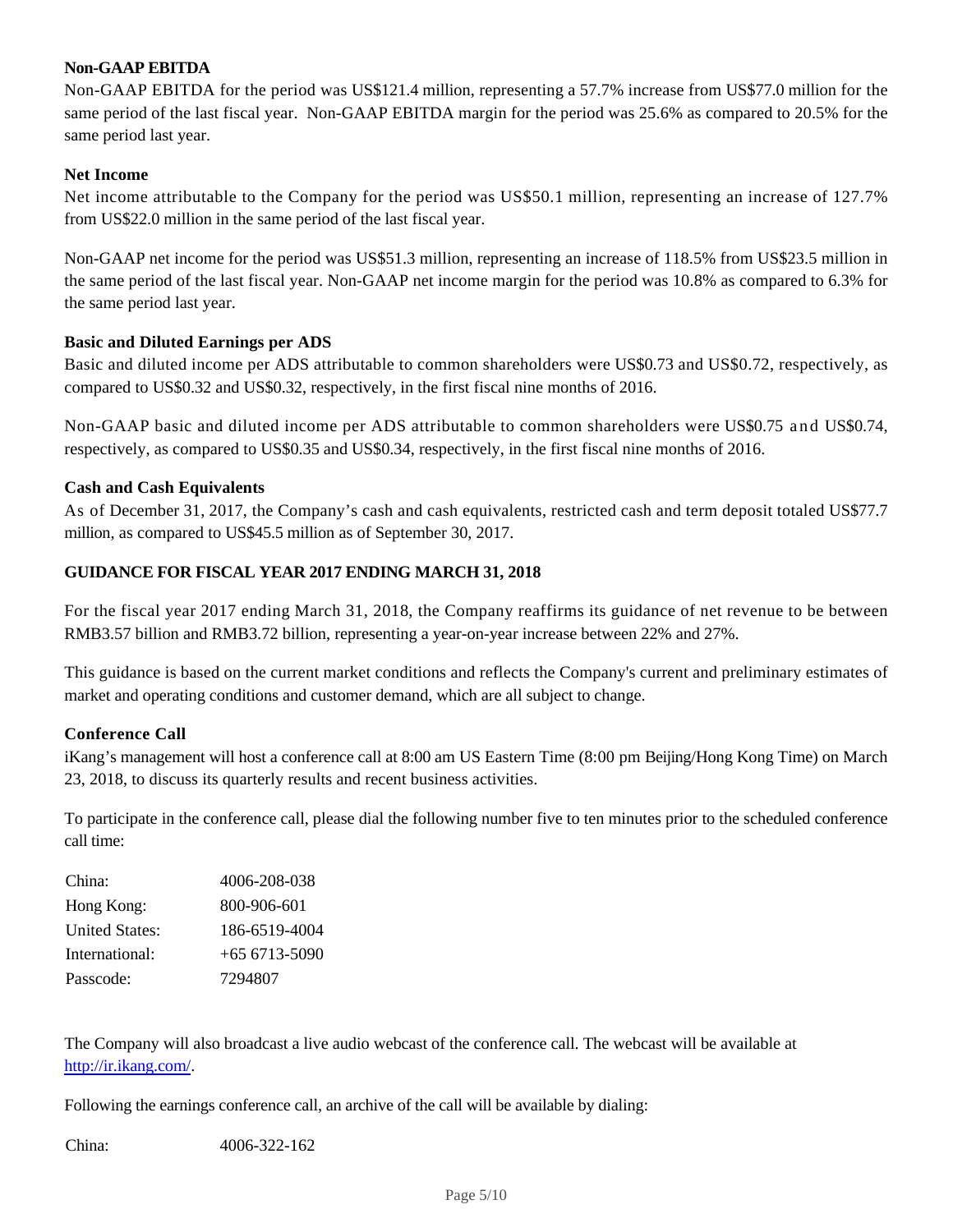**Non-GAAP EBITDA**

Non-GAAP EBITDA for the period was US$121.4 million, representing a 57.7% increase from US$77.0 million for the same period of the last fiscal year. Non-GAAP EBITDA margin for the period was 25.6% as compared to 20.5% for the same period last year.

**Net Income**

Net income attributable to the Company for the period was US$50.1 million, representing an increase of 127.7% from US$22.0 million in the same period of the last fiscal year.

Non-GAAP net income for the period was US$51.3 million, representing an increase of 118.5% from US$23.5 million in the same period of the last fiscal year. Non-GAAP net income margin for the period was 10.8% as compared to 6.3% for the same period last year.

**Basic and Diluted Earnings per ADS**

Basic and diluted income per ADS attributable to common shareholders were US$0.73 and US$0.72, respectively, as compared to US$0.32 and US$0.32, respectively, in the first fiscal nine months of 2016.

Non-GAAP basic and diluted income per ADS attributable to common shareholders were US$0.75 and US$0.74, respectively, as compared to US$0.35 and US$0.34, respectively, in the first fiscal nine months of 2016.

**Cash and Cash Equivalents**

As of December 31, 2017, the Company's cash and cash equivalents, restricted cash and term deposit totaled US$77.7 million, as compared to US$45.5 million as of September 30, 2017.

**GUIDANCE FOR FISCAL YEAR 2017 ENDING MARCH 31, 2018**

For the fiscal year 2017 ending March 31, 2018, the Company reaffirms its guidance of net revenue to be between RMB3.57 billion and RMB3.72 billion, representing a year-on-year increase between 22% and 27%.

This guidance is based on the current market conditions and reflects the Company's current and preliminary estimates of market and operating conditions and customer demand, which are all subject to change.

**Conference Call**

iKang's management will host a conference call at 8:00 am US Eastern Time (8:00 pm Beijing/Hong Kong Time) on March 23, 2018, to discuss its quarterly results and recent business activities.

To participate in the conference call, please dial the following number five to ten minutes prior to the scheduled conference call time:

| | |
|---|---|
| China: | 4006-208-038 |
| Hong Kong: | 800-906-601 |
| United States: | 186-6519-4004 |
| International: | +65 6713-5090 |
| Passcode: | 7294807 |

The Company will also broadcast a live audio webcast of the conference call. The webcast will be available at http://ir.ikang.com/.

Following the earnings conference call, an archive of the call will be available by dialing:

| | |
|---|---|
| China: | 4006-322-162 |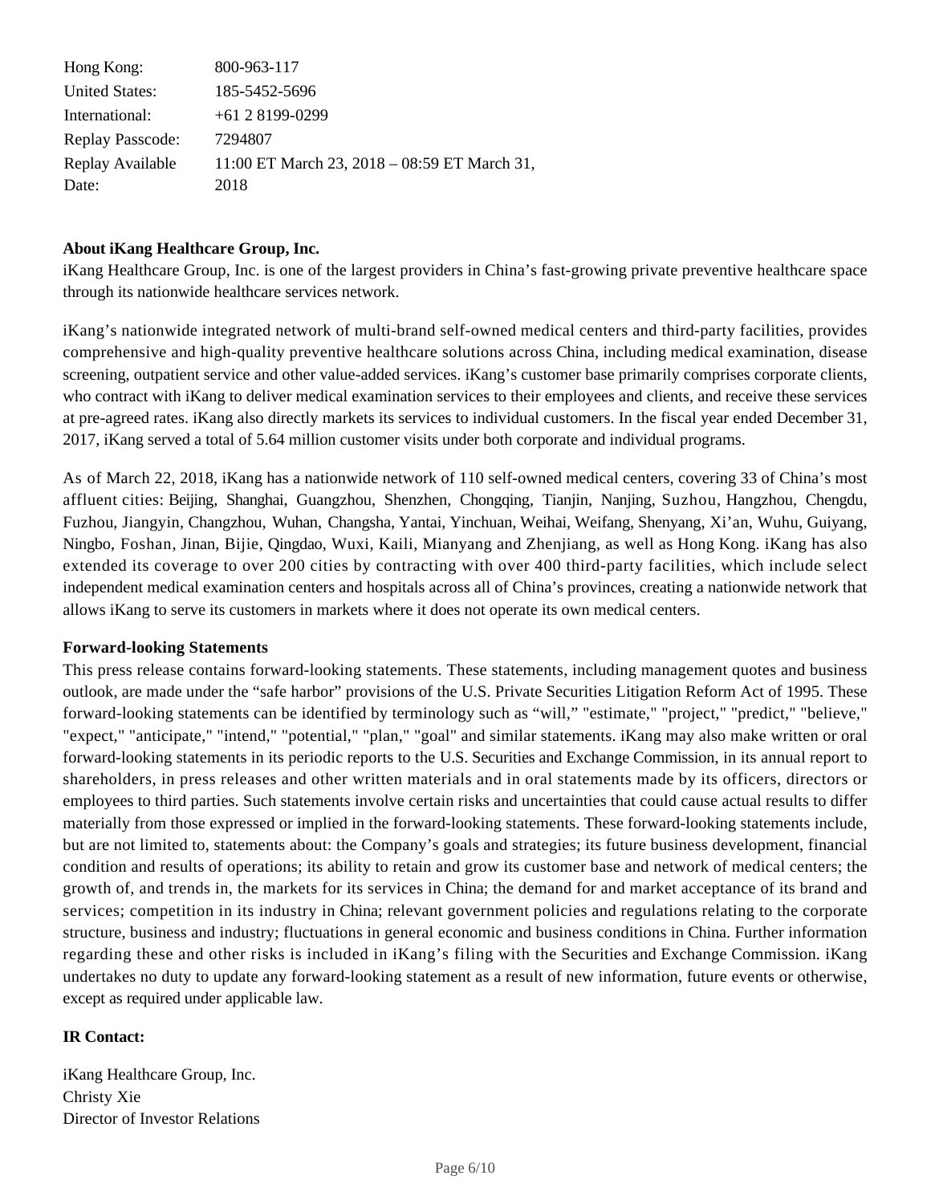| | |
|---|---|
| Hong Kong: | 800-963-117 |
| United States: | 185-5452-5696 |
| International: | +61 2 8199-0299 |
| Replay Passcode: | 7294807 |
| Replay Available Date: | 11:00 ET March 23, 2018 – 08:59 ET March 31, 2018 |

**About iKang Healthcare Group, Inc.**

iKang Healthcare Group, Inc. is one of the largest providers in China's fast-growing private preventive healthcare space through its nationwide healthcare services network.

iKang's nationwide integrated network of multi-brand self-owned medical centers and third-party facilities, provides comprehensive and high-quality preventive healthcare solutions across China, including medical examination, disease screening, outpatient service and other value-added services. iKang's customer base primarily comprises corporate clients, who contract with iKang to deliver medical examination services to their employees and clients, and receive these services at pre-agreed rates. iKang also directly markets its services to individual customers. In the fiscal year ended December 31, 2017, iKang served a total of 5.64 million customer visits under both corporate and individual programs.

As of March 22, 2018, iKang has a nationwide network of 110 self-owned medical centers, covering 33 of China's most affluent cities: Beijing, Shanghai, Guangzhou, Shenzhen, Chongqing, Tianjin, Nanjing, Suzhou, Hangzhou, Chengdu, Fuzhou, Jiangyin, Changzhou, Wuhan, Changsha, Yantai, Yinchuan, Weihai, Weifang, Shenyang, Xi'an, Wuhu, Guiyang, Ningbo, Foshan, Jinan, Bijie, Qingdao, Wuxi, Kaili, Mianyang and Zhenjiang, as well as Hong Kong. iKang has also extended its coverage to over 200 cities by contracting with over 400 third-party facilities, which include select independent medical examination centers and hospitals across all of China's provinces, creating a nationwide network that allows iKang to serve its customers in markets where it does not operate its own medical centers.

**Forward-looking Statements**

This press release contains forward-looking statements. These statements, including management quotes and business outlook, are made under the "safe harbor" provisions of the U.S. Private Securities Litigation Reform Act of 1995. These forward-looking statements can be identified by terminology such as "will," "estimate," "project," "predict," "believe," "expect," "anticipate," "intend," "potential," "plan," "goal" and similar statements. iKang may also make written or oral forward-looking statements in its periodic reports to the U.S. Securities and Exchange Commission, in its annual report to shareholders, in press releases and other written materials and in oral statements made by its officers, directors or employees to third parties. Such statements involve certain risks and uncertainties that could cause actual results to differ materially from those expressed or implied in the forward-looking statements. These forward-looking statements include, but are not limited to, statements about: the Company's goals and strategies; its future business development, financial condition and results of operations; its ability to retain and grow its customer base and network of medical centers; the growth of, and trends in, the markets for its services in China; the demand for and market acceptance of its brand and services; competition in its industry in China; relevant government policies and regulations relating to the corporate structure, business and industry; fluctuations in general economic and business conditions in China. Further information regarding these and other risks is included in iKang's filing with the Securities and Exchange Commission. iKang undertakes no duty to update any forward-looking statement as a result of new information, future events or otherwise, except as required under applicable law.

**IR Contact:**

iKang Healthcare Group, Inc.
Christy Xie
Director of Investor Relations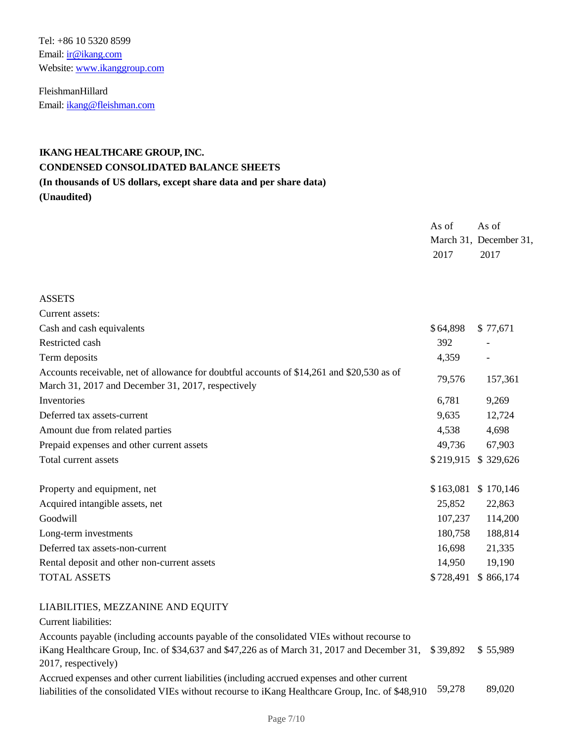Tel: +86 10 5320 8599
Email: ir@ikang.com
Website: www.ikanggroup.com

FleishmanHillard
Email: ikang@fleishman.com

**IKANG HEALTHCARE GROUP, INC.**
**CONDENSED CONSOLIDATED BALANCE SHEETS**
**(In thousands of US dollars, except share data and per share data)**
**(Unaudited)**

| | As of March 31, 2017 | As of December 31, 2017 |
|---|---|---|
| ASSETS | | |
| Current assets: | | |
| Cash and cash equivalents | $64,898 | $ 77,671 |
| Restricted cash | 392 | - |
| Term deposits | 4,359 | - |
| Accounts receivable, net of allowance for doubtful accounts of $14,261 and $20,530 as of March 31, 2017 and December 31, 2017, respectively | 79,576 | 157,361 |
| Inventories | 6,781 | 9,269 |
| Deferred tax assets-current | 9,635 | 12,724 |
| Amount due from related parties | 4,538 | 4,698 |
| Prepaid expenses and other current assets | 49,736 | 67,903 |
| Total current assets | $219,915 | $ 329,626 |
| | | |
| Property and equipment, net | $163,081 | $ 170,146 |
| Acquired intangible assets, net | 25,852 | 22,863 |
| Goodwill | 107,237 | 114,200 |
| Long-term investments | 180,758 | 188,814 |
| Deferred tax assets-non-current | 16,698 | 21,335 |
| Rental deposit and other non-current assets | 14,950 | 19,190 |
| TOTAL ASSETS | $728,491 | $ 866,174 |
| | | |
| LIABILITIES, MEZZANINE AND EQUITY | | |
| Current liabilities: | | |
| Accounts payable (including accounts payable of the consolidated VIEs without recourse to iKang Healthcare Group, Inc. of $34,637 and $47,226 as of March 31, 2017 and December 31, 2017, respectively) | $39,892 | $ 55,989 |
| Accrued expenses and other current liabilities (including accrued expenses and other current liabilities of the consolidated VIEs without recourse to iKang Healthcare Group, Inc. of $48,910 | 59,278 | 89,020 |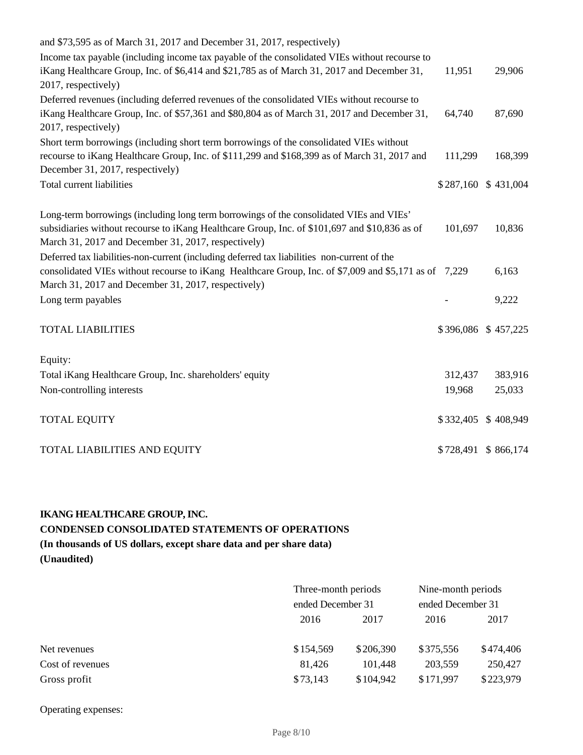| | | |
|---|---|---|
| and $73,595 as of March 31, 2017 and December 31, 2017, respectively) | | |
| Income tax payable (including income tax payable of the consolidated VIEs without recourse to iKang Healthcare Group, Inc. of $6,414 and $21,785 as of March 31, 2017 and December 31, 2017, respectively) | 11,951 | 29,906 |
| Deferred revenues (including deferred revenues of the consolidated VIEs without recourse to iKang Healthcare Group, Inc. of $57,361 and $80,804 as of March 31, 2017 and December 31, 2017, respectively) | 64,740 | 87,690 |
| Short term borrowings (including short term borrowings of the consolidated VIEs without recourse to iKang Healthcare Group, Inc. of $111,299 and $168,399 as of March 31, 2017 and December 31, 2017, respectively) | 111,299 | 168,399 |
| Total current liabilities | $287,160 | $ 431,004 |
| Long-term borrowings (including long term borrowings of the consolidated VIEs and VIEs' subsidiaries without recourse to iKang Healthcare Group, Inc. of $101,697 and $10,836 as of March 31, 2017 and December 31, 2017, respectively) | 101,697 | 10,836 |
| Deferred tax liabilities-non-current (including deferred tax liabilities non-current of the consolidated VIEs without recourse to iKang Healthcare Group, Inc. of $7,009 and $5,171 as of March 31, 2017 and December 31, 2017, respectively) | 7,229 | 6,163 |
| Long term payables | - | 9,222 |
| TOTAL LIABILITIES | $396,086 | $ 457,225 |
| Equity: | | |
| Total iKang Healthcare Group, Inc. shareholders' equity | 312,437 | 383,916 |
| Non-controlling interests | 19,968 | 25,033 |
| TOTAL EQUITY | $332,405 | $ 408,949 |
| TOTAL LIABILITIES AND EQUITY | $728,491 | $ 866,174 |

**IKANG HEALTHCARE GROUP, INC.**

**CONDENSED CONSOLIDATED STATEMENTS OF OPERATIONS**

**(In thousands of US dollars, except share data and per share data)**

**(Unaudited)**

| | Three-month periods ended December 31 | | Nine-month periods ended December 31 | |
|---|---|---|---|---|
| | 2016 | 2017 | 2016 | 2017 |
| Net revenues | $154,569 | $206,390 | $375,556 | $474,406 |
| Cost of revenues | 81,426 | 101,448 | 203,559 | 250,427 |
| Gross profit | $73,143 | $104,942 | $171,997 | $223,979 |
| Operating expenses: | | | | |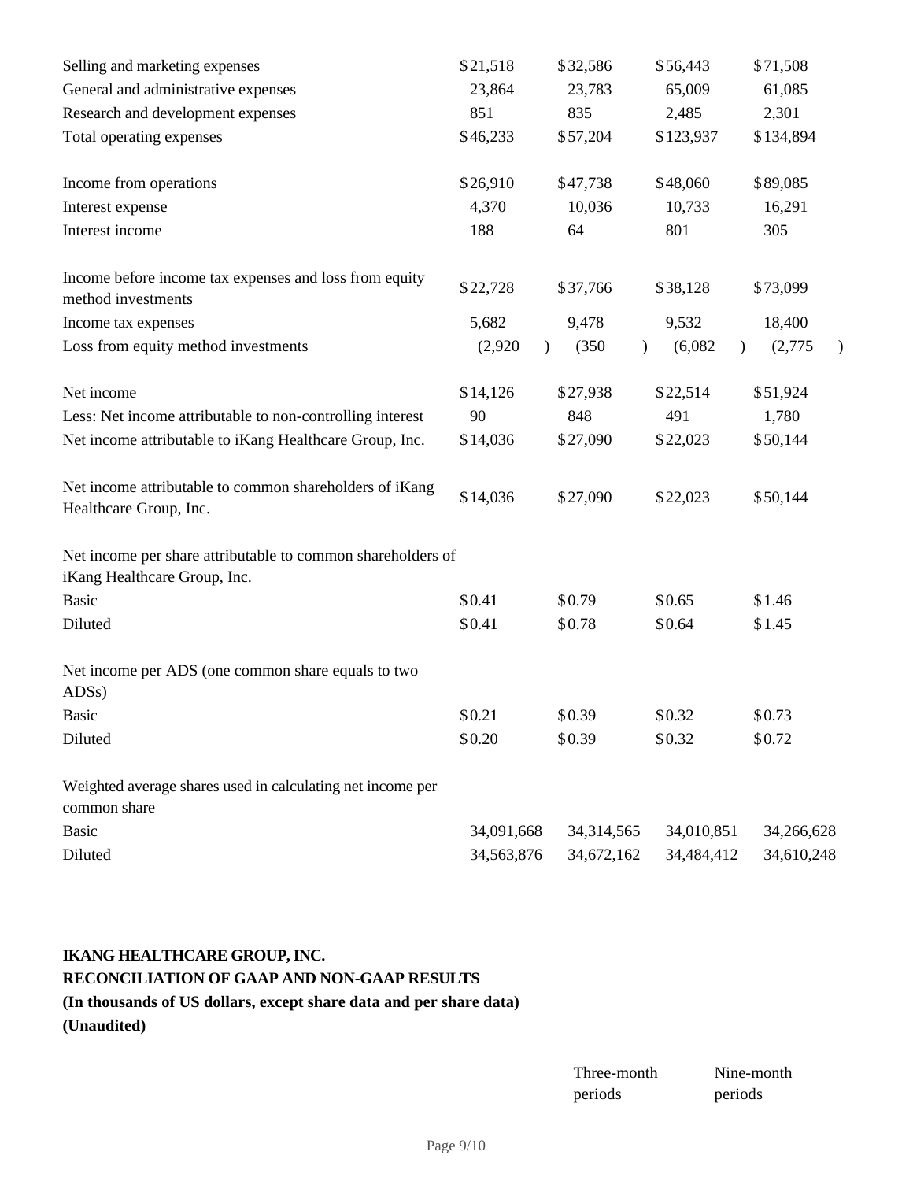| | | | | |
|---|---|---|---|---|
| Selling and marketing expenses | $21,518 | $32,586 | $56,443 | $71,508 |
| General and administrative expenses | 23,864 | 23,783 | 65,009 | 61,085 |
| Research and development expenses | 851 | 835 | 2,485 | 2,301 |
| Total operating expenses | $46,233 | $57,204 | $123,937 | $134,894 |
| | | | | |
| Income from operations | $26,910 | $47,738 | $48,060 | $89,085 |
| Interest expense | 4,370 | 10,036 | 10,733 | 16,291 |
| Interest income | 188 | 64 | 801 | 305 |
| | | | | |
| Income before income tax expenses and loss from equity method investments | $22,728 | $37,766 | $38,128 | $73,099 |
| Income tax expenses | 5,682 | 9,478 | 9,532 | 18,400 |
| Loss from equity method investments | (2,920) | (350) | (6,082) | (2,775) |
| | | | | |
| Net income | $14,126 | $27,938 | $22,514 | $51,924 |
| Less: Net income attributable to non-controlling interest | 90 | 848 | 491 | 1,780 |
| Net income attributable to iKang Healthcare Group, Inc. | $14,036 | $27,090 | $22,023 | $50,144 |
| | | | | |
| Net income attributable to common shareholders of iKang Healthcare Group, Inc. | $14,036 | $27,090 | $22,023 | $50,144 |
| | | | | |
| Net income per share attributable to common shareholders of iKang Healthcare Group, Inc. | | | | |
| Basic | $0.41 | $0.79 | $0.65 | $1.46 |
| Diluted | $0.41 | $0.78 | $0.64 | $1.45 |
| | | | | |
| Net income per ADS (one common share equals to two ADSs) | | | | |
| Basic | $0.21 | $0.39 | $0.32 | $0.73 |
| Diluted | $0.20 | $0.39 | $0.32 | $0.72 |
| | | | | |
| Weighted average shares used in calculating net income per common share | | | | |
| Basic | 34,091,668 | 34,314,565 | 34,010,851 | 34,266,628 |
| Diluted | 34,563,876 | 34,672,162 | 34,484,412 | 34,610,248 |

**IKANG HEALTHCARE GROUP, INC.**
**RECONCILIATION OF GAAP AND NON-GAAP RESULTS**
**(In thousands of US dollars, except share data and per share data)**
**(Unaudited)**

| | Three-month periods | Nine-month periods |
|---|---|---|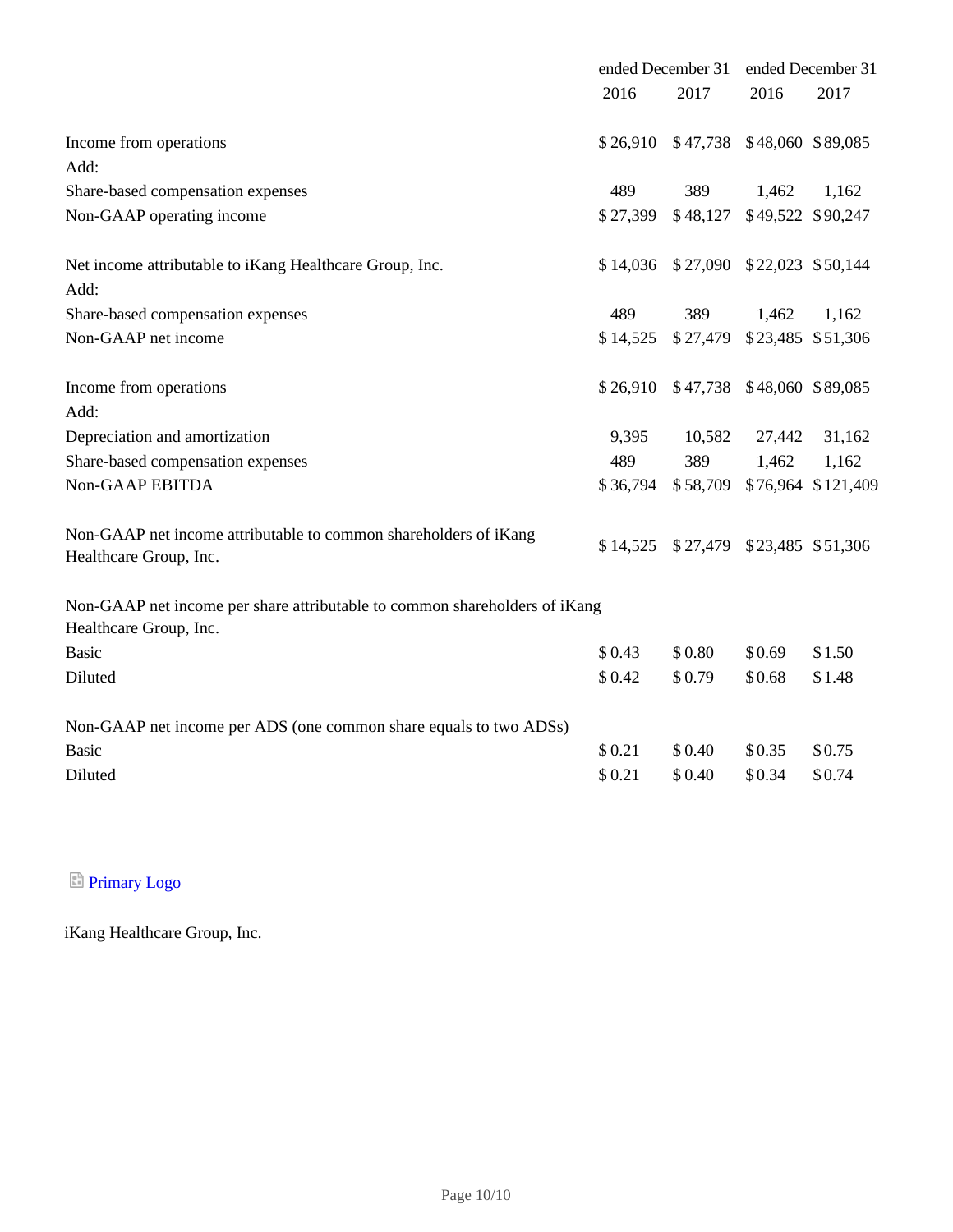| | ended December 31 | | ended December 31 | |
|---|---|---|---|---|
| | 2016 | 2017 | 2016 | 2017 |
| Income from operations | $ 26,910 | $ 47,738 | $ 48,060 | $ 89,085 |
| Add: | | | | |
| Share-based compensation expenses | 489 | 389 | 1,462 | 1,162 |
| Non-GAAP operating income | $ 27,399 | $ 48,127 | $ 49,522 | $ 90,247 |
| | | | | |
| Net income attributable to iKang Healthcare Group, Inc. | $ 14,036 | $ 27,090 | $ 22,023 | $ 50,144 |
| Add: | | | | |
| Share-based compensation expenses | 489 | 389 | 1,462 | 1,162 |
| Non-GAAP net income | $ 14,525 | $ 27,479 | $ 23,485 | $ 51,306 |
| | | | | |
| Income from operations | $ 26,910 | $ 47,738 | $ 48,060 | $ 89,085 |
| Add: | | | | |
| Depreciation and amortization | 9,395 | 10,582 | 27,442 | 31,162 |
| Share-based compensation expenses | 489 | 389 | 1,462 | 1,162 |
| Non-GAAP EBITDA | $ 36,794 | $ 58,709 | $ 76,964 | $ 121,409 |
| | | | | |
| Non-GAAP net income attributable to common shareholders of iKang Healthcare Group, Inc. | $ 14,525 | $ 27,479 | $ 23,485 | $ 51,306 |
| | | | | |
| Non-GAAP net income per share attributable to common shareholders of iKang Healthcare Group, Inc. | | | | |
| Basic | $ 0.43 | $ 0.80 | $ 0.69 | $ 1.50 |
| Diluted | $ 0.42 | $ 0.79 | $ 0.68 | $ 1.48 |
| | | | | |
| Non-GAAP net income per ADS (one common share equals to two ADSs) | | | | |
| Basic | $ 0.21 | $ 0.40 | $ 0.35 | $ 0.75 |
| Diluted | $ 0.21 | $ 0.40 | $ 0.34 | $ 0.74 |

Primary Logo

iKang Healthcare Group, Inc.